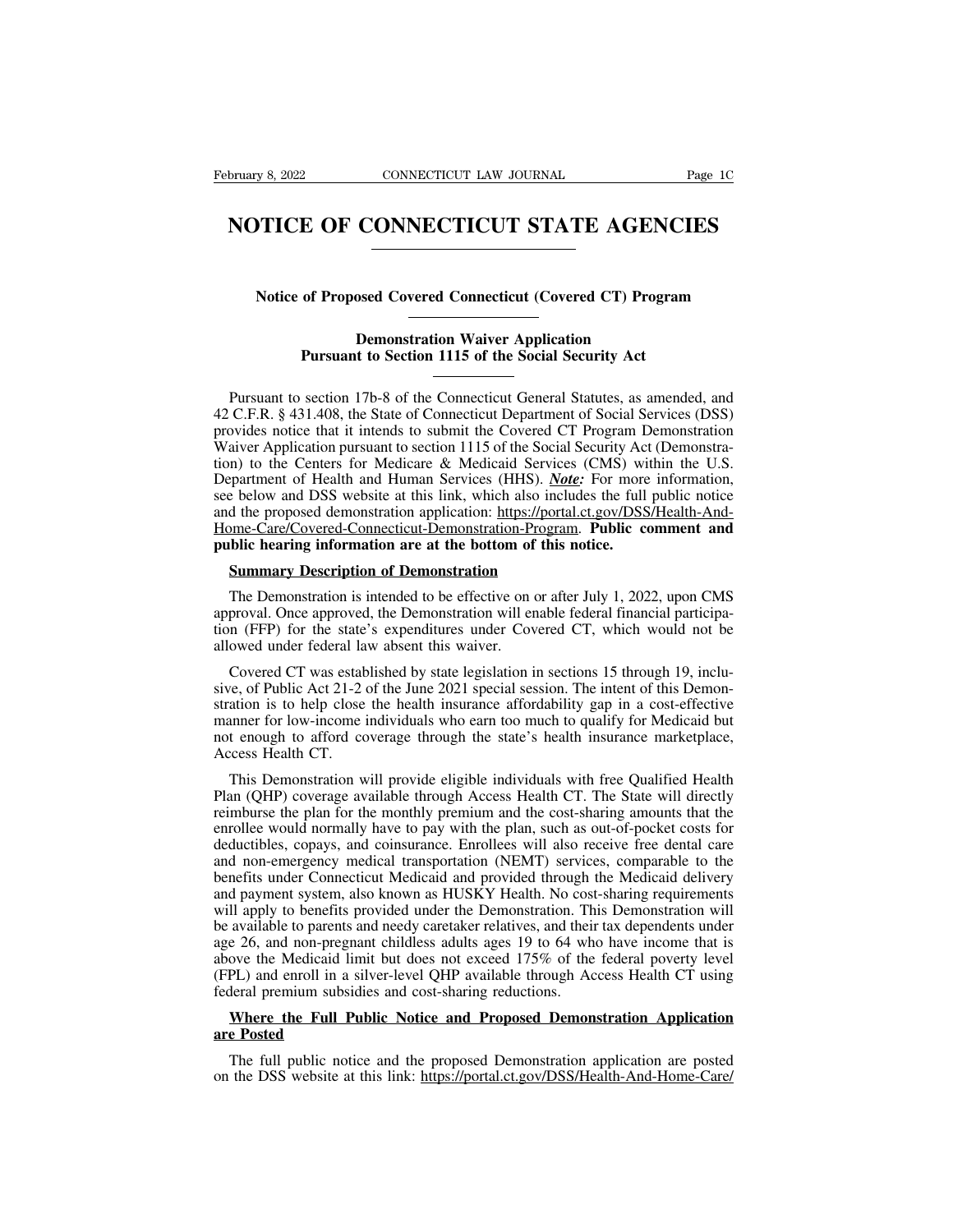# NOTICE OF CONNECTICUT STATE AGENCIES

## Notice of Proposed Covered Connecticut (Covered CT) Program

### Demonstration Waiver Application
### Pursuant to Section 1115 of the Social Security Act

Pursuant to section 17b-8 of the Connecticut General Statutes, as amended, and 42 C.F.R. § 431.408, the State of Connecticut Department of Social Services (DSS) provides notice that it intends to submit the Covered CT Program Demonstration Waiver Application pursuant to section 1115 of the Social Security Act (Demonstration) to the Centers for Medicare & Medicaid Services (CMS) within the U.S. Department of Health and Human Services (HHS). ***Note:*** For more information, see below and DSS website at this link, which also includes the full public notice and the proposed demonstration application: https://portal.ct.gov/DSS/Health-And-Home-Care/Covered-Connecticut-Demonstration-Program. **Public comment and public hearing information are at the bottom of this notice.**

**Summary Description of Demonstration**

The Demonstration is intended to be effective on or after July 1, 2022, upon CMS approval. Once approved, the Demonstration will enable federal financial participation (FFP) for the state's expenditures under Covered CT, which would not be allowed under federal law absent this waiver.

Covered CT was established by state legislation in sections 15 through 19, inclusive, of Public Act 21-2 of the June 2021 special session. The intent of this Demonstration is to help close the health insurance affordability gap in a cost-effective manner for low-income individuals who earn too much to qualify for Medicaid but not enough to afford coverage through the state's health insurance marketplace, Access Health CT.

This Demonstration will provide eligible individuals with free Qualified Health Plan (QHP) coverage available through Access Health CT. The State will directly reimburse the plan for the monthly premium and the cost-sharing amounts that the enrollee would normally have to pay with the plan, such as out-of-pocket costs for deductibles, copays, and coinsurance. Enrollees will also receive free dental care and non-emergency medical transportation (NEMT) services, comparable to the benefits under Connecticut Medicaid and provided through the Medicaid delivery and payment system, also known as HUSKY Health. No cost-sharing requirements will apply to benefits provided under the Demonstration. This Demonstration will be available to parents and needy caretaker relatives, and their tax dependents under age 26, and non-pregnant childless adults ages 19 to 64 who have income that is above the Medicaid limit but does not exceed 175% of the federal poverty level (FPL) and enroll in a silver-level QHP available through Access Health CT using federal premium subsidies and cost-sharing reductions.

**Where the Full Public Notice and Proposed Demonstration Application are Posted**

The full public notice and the proposed Demonstration application are posted on the DSS website at this link: https://portal.ct.gov/DSS/Health-And-Home-Care/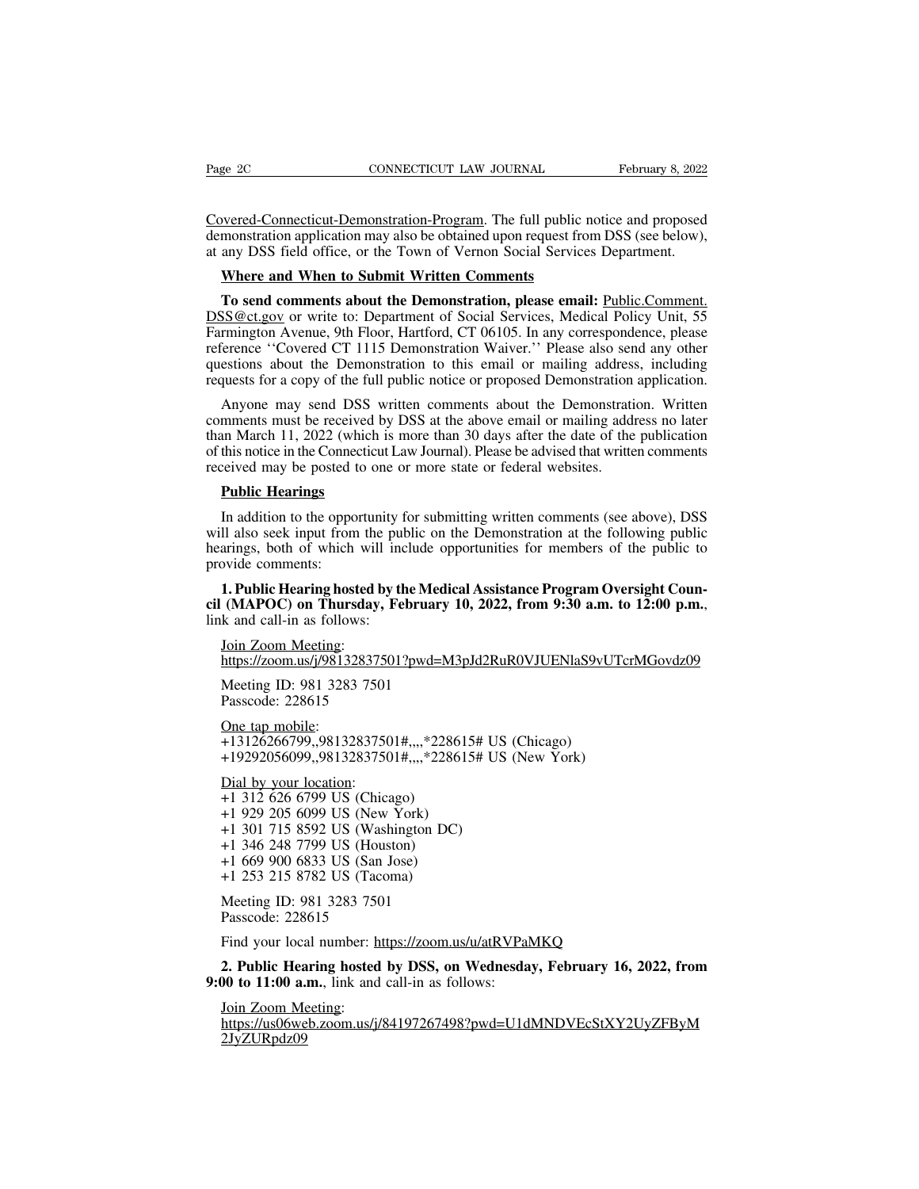Covered-Connecticut-Demonstration-Program. The full public notice and proposed demonstration application may also be obtained upon request from DSS (see below), at any DSS field office, or the Town of Vernon Social Services Department.

**Where and When to Submit Written Comments**

**To send comments about the Demonstration, please email:** Public.Comment.DSS@ct.gov or write to: Department of Social Services, Medical Policy Unit, 55 Farmington Avenue, 9th Floor, Hartford, CT 06105. In any correspondence, please reference ''Covered CT 1115 Demonstration Waiver.'' Please also send any other questions about the Demonstration to this email or mailing address, including requests for a copy of the full public notice or proposed Demonstration application.

Anyone may send DSS written comments about the Demonstration. Written comments must be received by DSS at the above email or mailing address no later than March 11, 2022 (which is more than 30 days after the date of the publication of this notice in the Connecticut Law Journal). Please be advised that written comments received may be posted to one or more state or federal websites.

**Public Hearings**

In addition to the opportunity for submitting written comments (see above), DSS will also seek input from the public on the Demonstration at the following public hearings, both of which will include opportunities for members of the public to provide comments:

**1. Public Hearing hosted by the Medical Assistance Program Oversight Council (MAPOC) on Thursday, February 10, 2022, from 9:30 a.m. to 12:00 p.m.**, link and call-in as follows:

Join Zoom Meeting:
https://zoom.us/j/98132837501?pwd=M3pJd2RuR0VJUENlaS9vUTcrMGovdz09

Meeting ID: 981 3283 7501
Passcode: 228615

One tap mobile:
+13126266799,,98132837501#,,,,*228615# US (Chicago)
+19292056099,,98132837501#,,,,*228615# US (New York)

Dial by your location:
+1 312 626 6799 US (Chicago)
+1 929 205 6099 US (New York)
+1 301 715 8592 US (Washington DC)
+1 346 248 7799 US (Houston)
+1 669 900 6833 US (San Jose)
+1 253 215 8782 US (Tacoma)

Meeting ID: 981 3283 7501
Passcode: 228615

Find your local number: https://zoom.us/u/atRVPaMKQ

**2. Public Hearing hosted by DSS, on Wednesday, February 16, 2022, from 9:00 to 11:00 a.m.**, link and call-in as follows:

Join Zoom Meeting:
https://us06web.zoom.us/j/84197267498?pwd=U1dMNDVEcStXY2UyZFByM2JyZURpdz09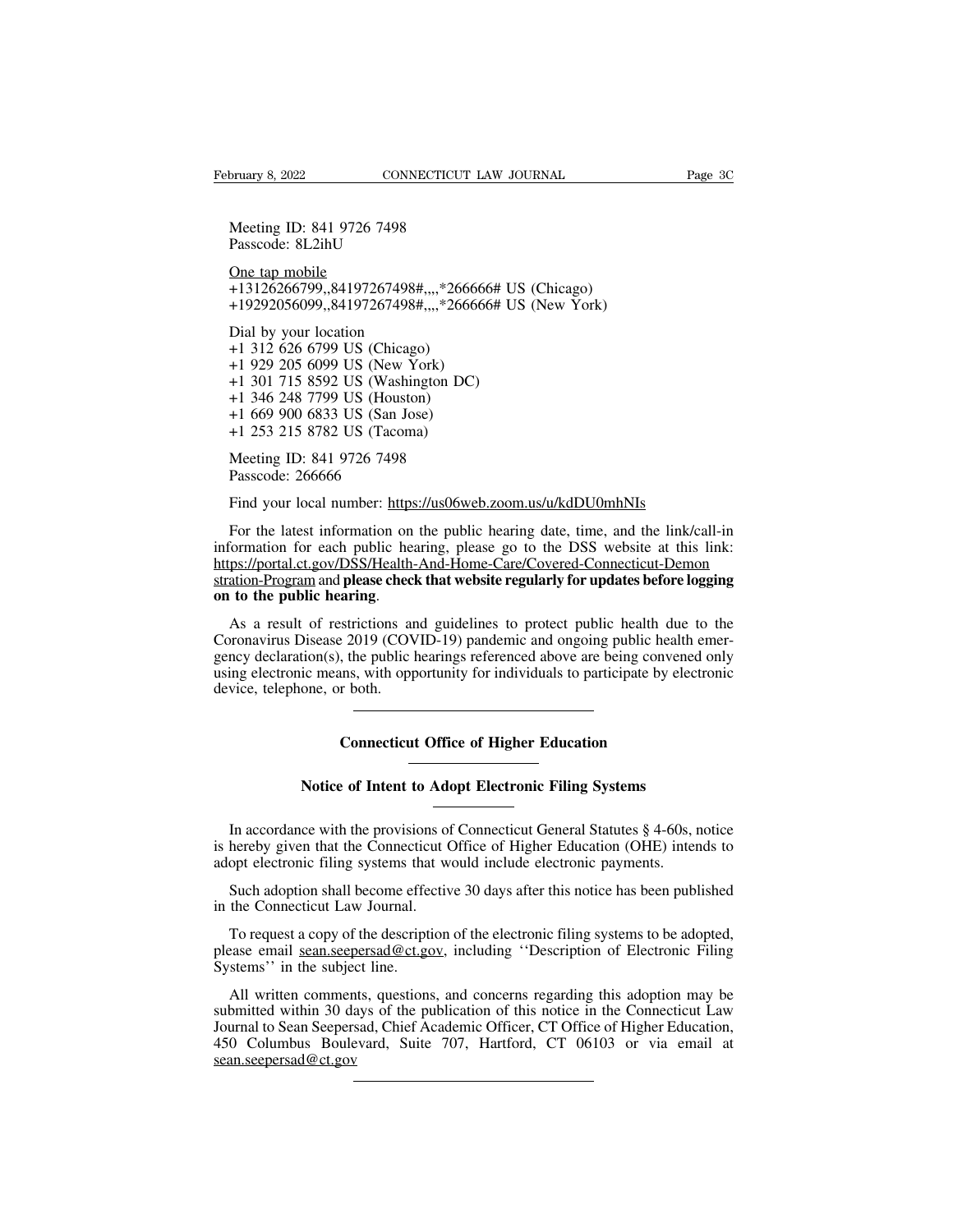Meeting ID: 841 9726 7498
Passcode: 8L2ihU

One tap mobile
+13126266799,,84197267498#,,,,*266666# US (Chicago)
+19292056099,,84197267498#,,,,*266666# US (New York)

Dial by your location
+1 312 626 6799 US (Chicago)
+1 929 205 6099 US (New York)
+1 301 715 8592 US (Washington DC)
+1 346 248 7799 US (Houston)
+1 669 900 6833 US (San Jose)
+1 253 215 8782 US (Tacoma)

Meeting ID: 841 9726 7498
Passcode: 266666

Find your local number: https://us06web.zoom.us/u/kdDU0mhNIs

For the latest information on the public hearing date, time, and the link/call-in information for each public hearing, please go to the DSS website at this link: https://portal.ct.gov/DSS/Health-And-Home-Care/Covered-Connecticut-Demonstration-Program and **please check that website regularly for updates before logging on to the public hearing**.

As a result of restrictions and guidelines to protect public health due to the Coronavirus Disease 2019 (COVID-19) pandemic and ongoing public health emergency declaration(s), the public hearings referenced above are being convened only using electronic means, with opportunity for individuals to participate by electronic device, telephone, or both.

---

## Connecticut Office of Higher Education

### Notice of Intent to Adopt Electronic Filing Systems

In accordance with the provisions of Connecticut General Statutes § 4-60s, notice is hereby given that the Connecticut Office of Higher Education (OHE) intends to adopt electronic filing systems that would include electronic payments.

Such adoption shall become effective 30 days after this notice has been published in the Connecticut Law Journal.

To request a copy of the description of the electronic filing systems to be adopted, please email sean.seepersad@ct.gov, including ''Description of Electronic Filing Systems'' in the subject line.

All written comments, questions, and concerns regarding this adoption may be submitted within 30 days of the publication of this notice in the Connecticut Law Journal to Sean Seepersad, Chief Academic Officer, CT Office of Higher Education, 450 Columbus Boulevard, Suite 707, Hartford, CT 06103 or via email at sean.seepersad@ct.gov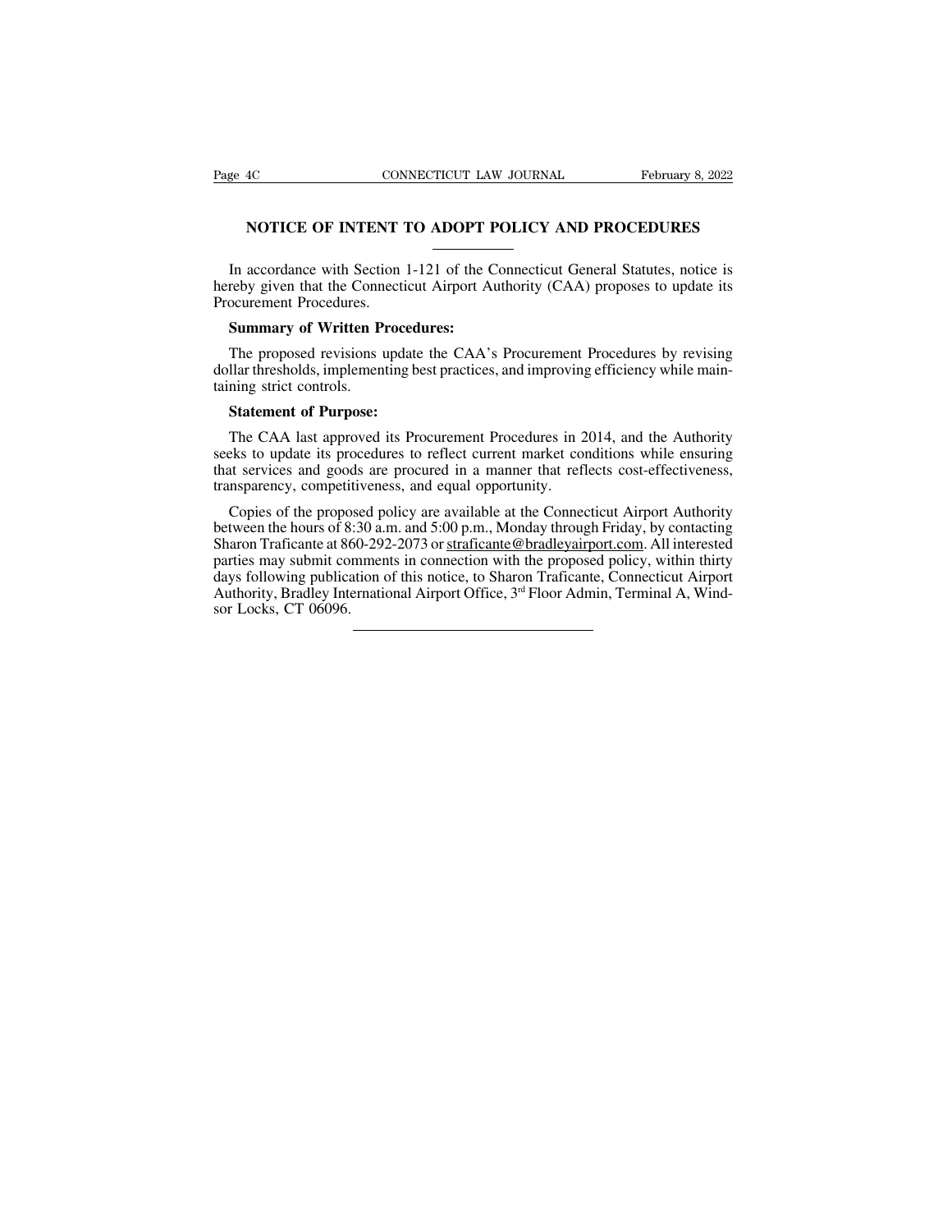## NOTICE OF INTENT TO ADOPT POLICY AND PROCEDURES

In accordance with Section 1-121 of the Connecticut General Statutes, notice is hereby given that the Connecticut Airport Authority (CAA) proposes to update its Procurement Procedures.

**Summary of Written Procedures:**

The proposed revisions update the CAA's Procurement Procedures by revising dollar thresholds, implementing best practices, and improving efficiency while maintaining strict controls.

**Statement of Purpose:**

The CAA last approved its Procurement Procedures in 2014, and the Authority seeks to update its procedures to reflect current market conditions while ensuring that services and goods are procured in a manner that reflects cost-effectiveness, transparency, competitiveness, and equal opportunity.

Copies of the proposed policy are available at the Connecticut Airport Authority between the hours of 8:30 a.m. and 5:00 p.m., Monday through Friday, by contacting Sharon Traficante at 860-292-2073 or straficante@bradleyairport.com. All interested parties may submit comments in connection with the proposed policy, within thirty days following publication of this notice, to Sharon Traficante, Connecticut Airport Authority, Bradley International Airport Office, 3rd Floor Admin, Terminal A, Windsor Locks, CT 06096.